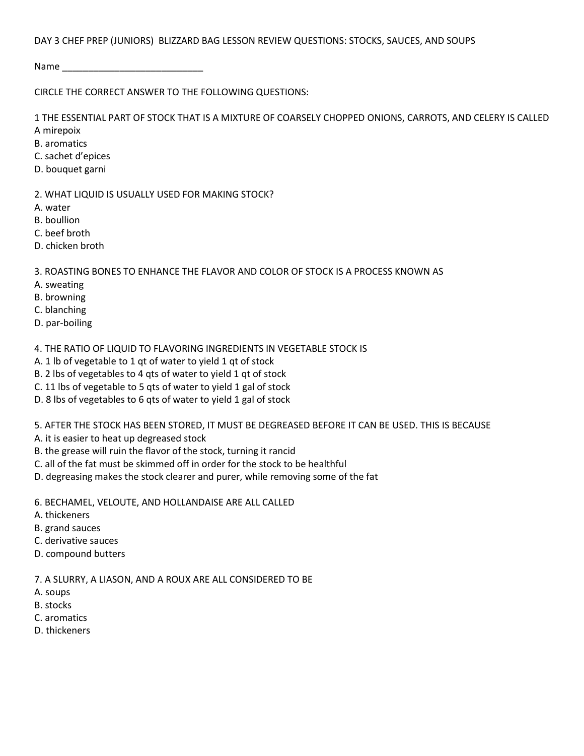DAY 3 CHEF PREP (JUNIORS) BLIZZARD BAG LESSON REVIEW QUESTIONS: STOCKS, SAUCES, AND SOUPS

Name ____________________________

CIRCLE THE CORRECT ANSWER TO THE FOLLOWING QUESTIONS:

1 THE ESSENTIAL PART OF STOCK THAT IS A MIXTURE OF COARSELY CHOPPED ONIONS, CARROTS, AND CELERY IS CALLED
A mirepoix
B. aromatics
C. sachet d'epices
D. bouquet garni

2. WHAT LIQUID IS USUALLY USED FOR MAKING STOCK?
A. water
B. boullion
C. beef broth
D. chicken broth

3. ROASTING BONES TO ENHANCE THE FLAVOR AND COLOR OF STOCK IS A PROCESS KNOWN AS
A. sweating
B. browning
C. blanching
D. par-boiling

4. THE RATIO OF LIQUID TO FLAVORING INGREDIENTS IN VEGETABLE STOCK IS
A. 1 lb of vegetable to 1 qt of water to yield 1 qt of stock
B. 2 lbs of vegetables to 4 qts of water to yield 1 qt of stock
C. 11 lbs of vegetable to 5 qts of water to yield 1 gal of stock
D. 8 lbs of vegetables to 6 qts of water to yield 1 gal of stock

5. AFTER THE STOCK HAS BEEN STORED, IT MUST BE DEGREASED BEFORE IT CAN BE USED. THIS IS BECAUSE
A. it is easier to heat up degreased stock
B. the grease will ruin the flavor of the stock, turning it rancid
C. all of the fat must be skimmed off in order for the stock to be healthful
D. degreasing makes the stock clearer and purer, while removing some of the fat

6. BECHAMEL, VELOUTE, AND HOLLANDAISE ARE ALL CALLED
A. thickeners
B. grand sauces
C. derivative sauces
D. compound butters

7. A SLURRY, A LIASON, AND A ROUX ARE ALL CONSIDERED TO BE
A. soups
B. stocks
C. aromatics
D. thickeners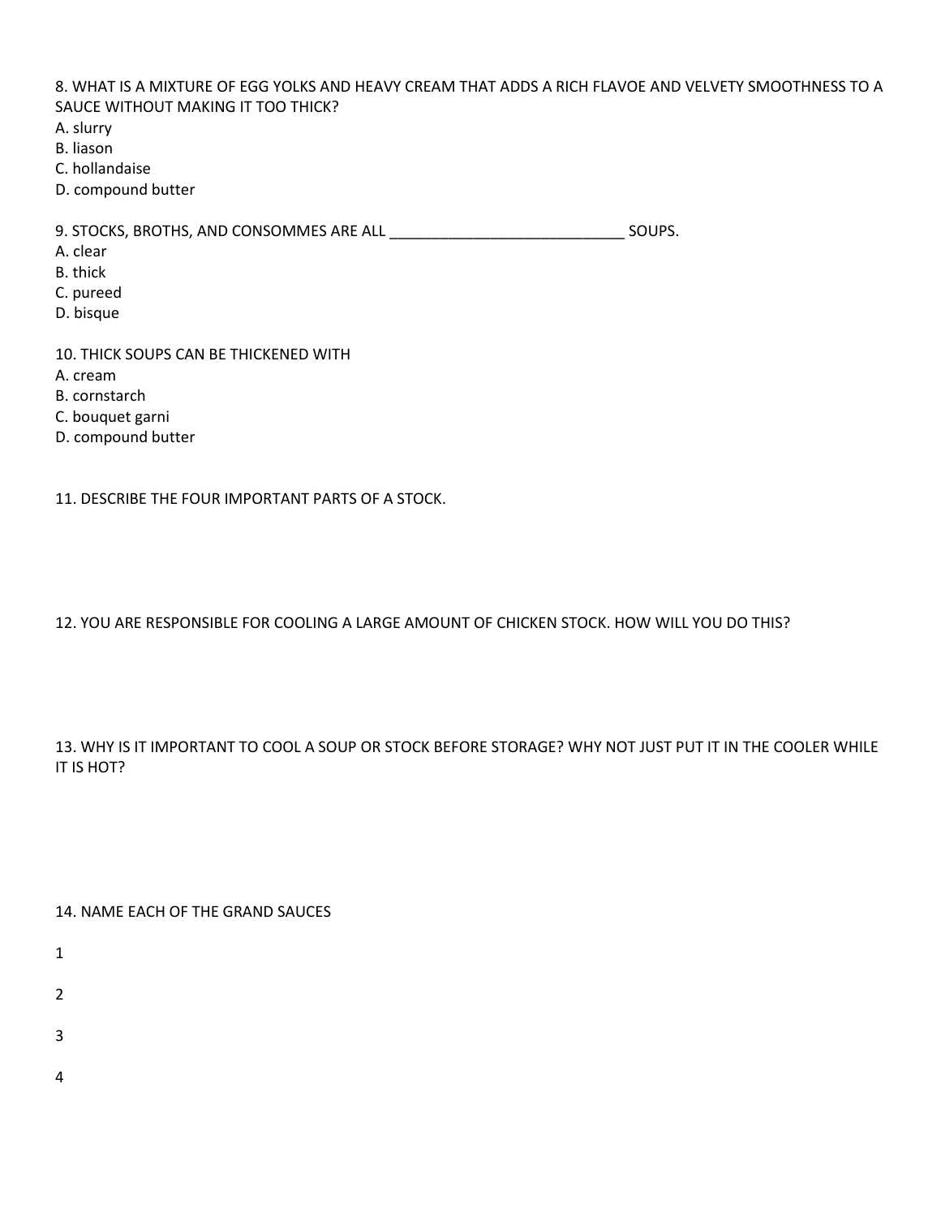8. WHAT IS A MIXTURE OF EGG YOLKS AND HEAVY CREAM THAT ADDS A RICH FLAVOE AND VELVETY SMOOTHNESS TO A SAUCE WITHOUT MAKING IT TOO THICK?

A. slurry
B. liason
C. hollandaise
D. compound butter

9. STOCKS, BROTHS, AND CONSOMMES ARE ALL ____________________________ SOUPS.

A. clear
B. thick
C. pureed
D. bisque

10. THICK SOUPS CAN BE THICKENED WITH

A. cream
B. cornstarch
C. bouquet garni
D. compound butter

11. DESCRIBE THE FOUR IMPORTANT PARTS OF A STOCK.

12. YOU ARE RESPONSIBLE FOR COOLING A LARGE AMOUNT OF CHICKEN STOCK. HOW WILL YOU DO THIS?

13. WHY IS IT IMPORTANT TO COOL A SOUP OR STOCK BEFORE STORAGE? WHY NOT JUST PUT IT IN THE COOLER WHILE IT IS HOT?

14. NAME EACH OF THE GRAND SAUCES

1

2

3

4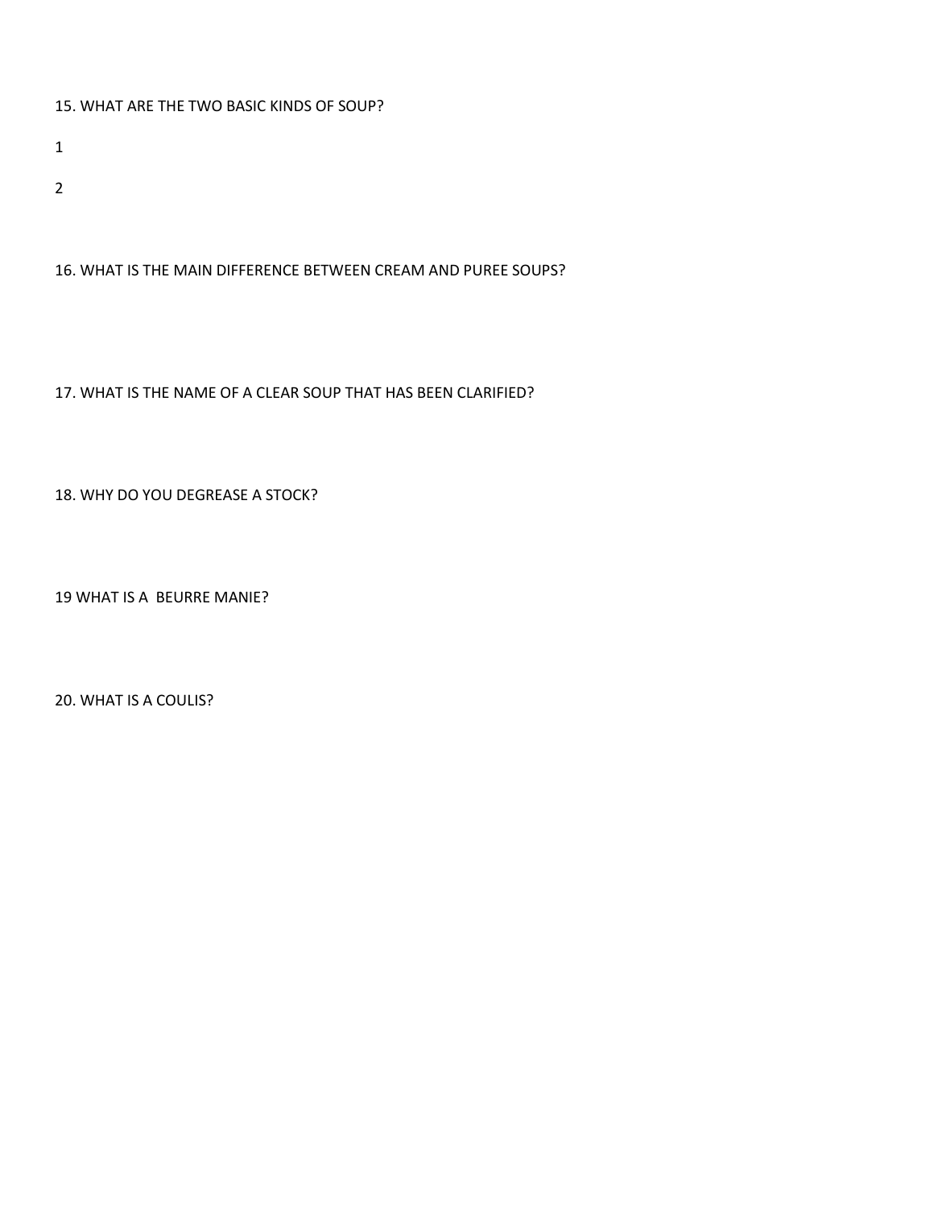15. WHAT ARE THE TWO BASIC KINDS OF SOUP?

1

2

16. WHAT IS THE MAIN DIFFERENCE BETWEEN CREAM AND PUREE SOUPS?

17. WHAT IS THE NAME OF A CLEAR SOUP THAT HAS BEEN CLARIFIED?

18. WHY DO YOU DEGREASE A STOCK?

19 WHAT IS A BEURRE MANIE?

20. WHAT IS A COULIS?